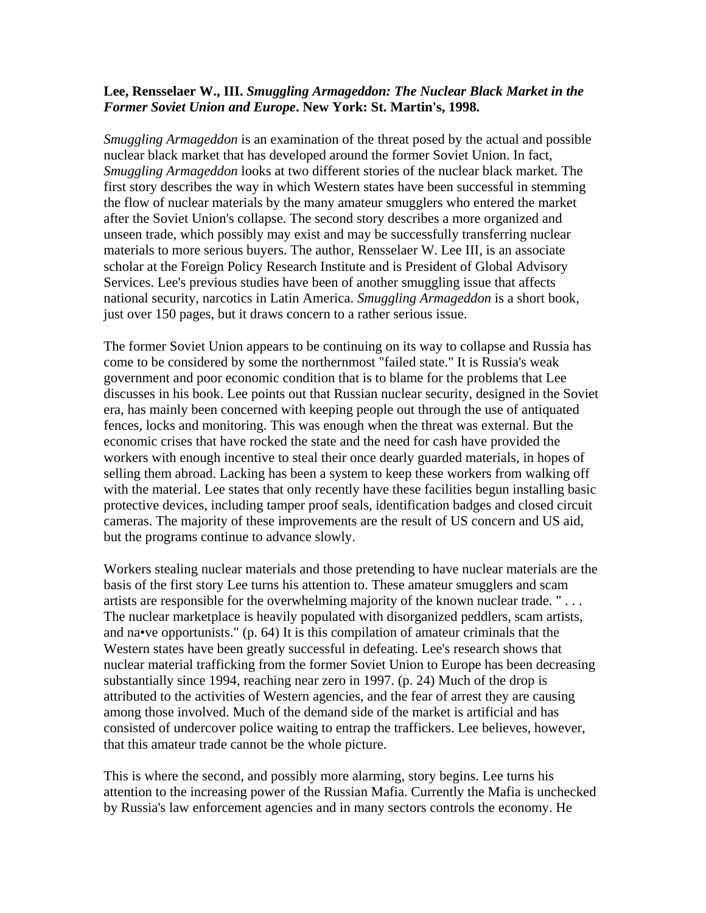**Lee, Rensselaer W., III. *Smuggling Armageddon: The Nuclear Black Market in the Former Soviet Union and Europe*. New York: St. Martin's, 1998.**

*Smuggling Armageddon* is an examination of the threat posed by the actual and possible nuclear black market that has developed around the former Soviet Union. In fact, *Smuggling Armageddon* looks at two different stories of the nuclear black market. The first story describes the way in which Western states have been successful in stemming the flow of nuclear materials by the many amateur smugglers who entered the market after the Soviet Union's collapse. The second story describes a more organized and unseen trade, which possibly may exist and may be successfully transferring nuclear materials to more serious buyers. The author, Rensselaer W. Lee III, is an associate scholar at the Foreign Policy Research Institute and is President of Global Advisory Services. Lee's previous studies have been of another smuggling issue that affects national security, narcotics in Latin America. *Smuggling Armageddon* is a short book, just over 150 pages, but it draws concern to a rather serious issue.

The former Soviet Union appears to be continuing on its way to collapse and Russia has come to be considered by some the northernmost "failed state." It is Russia's weak government and poor economic condition that is to blame for the problems that Lee discusses in his book. Lee points out that Russian nuclear security, designed in the Soviet era, has mainly been concerned with keeping people out through the use of antiquated fences, locks and monitoring. This was enough when the threat was external. But the economic crises that have rocked the state and the need for cash have provided the workers with enough incentive to steal their once dearly guarded materials, in hopes of selling them abroad. Lacking has been a system to keep these workers from walking off with the material. Lee states that only recently have these facilities begun installing basic protective devices, including tamper proof seals, identification badges and closed circuit cameras. The majority of these improvements are the result of US concern and US aid, but the programs continue to advance slowly.

Workers stealing nuclear materials and those pretending to have nuclear materials are the basis of the first story Lee turns his attention to. These amateur smugglers and scam artists are responsible for the overwhelming majority of the known nuclear trade. " . . . The nuclear marketplace is heavily populated with disorganized peddlers, scam artists, and na•ve opportunists." (p. 64) It is this compilation of amateur criminals that the Western states have been greatly successful in defeating. Lee's research shows that nuclear material trafficking from the former Soviet Union to Europe has been decreasing substantially since 1994, reaching near zero in 1997. (p. 24) Much of the drop is attributed to the activities of Western agencies, and the fear of arrest they are causing among those involved. Much of the demand side of the market is artificial and has consisted of undercover police waiting to entrap the traffickers. Lee believes, however, that this amateur trade cannot be the whole picture.

This is where the second, and possibly more alarming, story begins. Lee turns his attention to the increasing power of the Russian Mafia. Currently the Mafia is unchecked by Russia's law enforcement agencies and in many sectors controls the economy. He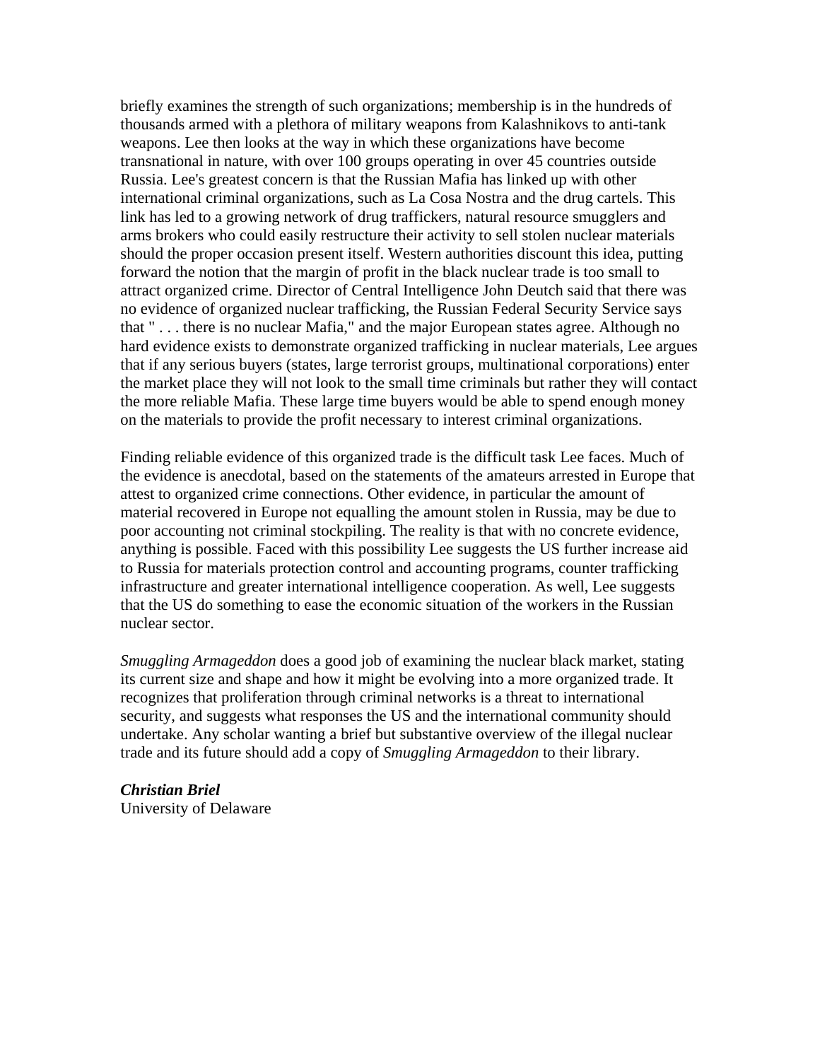briefly examines the strength of such organizations; membership is in the hundreds of thousands armed with a plethora of military weapons from Kalashnikovs to anti-tank weapons. Lee then looks at the way in which these organizations have become transnational in nature, with over 100 groups operating in over 45 countries outside Russia. Lee's greatest concern is that the Russian Mafia has linked up with other international criminal organizations, such as La Cosa Nostra and the drug cartels. This link has led to a growing network of drug traffickers, natural resource smugglers and arms brokers who could easily restructure their activity to sell stolen nuclear materials should the proper occasion present itself. Western authorities discount this idea, putting forward the notion that the margin of profit in the black nuclear trade is too small to attract organized crime. Director of Central Intelligence John Deutch said that there was no evidence of organized nuclear trafficking, the Russian Federal Security Service says that " . . . there is no nuclear Mafia," and the major European states agree. Although no hard evidence exists to demonstrate organized trafficking in nuclear materials, Lee argues that if any serious buyers (states, large terrorist groups, multinational corporations) enter the market place they will not look to the small time criminals but rather they will contact the more reliable Mafia. These large time buyers would be able to spend enough money on the materials to provide the profit necessary to interest criminal organizations.

Finding reliable evidence of this organized trade is the difficult task Lee faces. Much of the evidence is anecdotal, based on the statements of the amateurs arrested in Europe that attest to organized crime connections. Other evidence, in particular the amount of material recovered in Europe not equalling the amount stolen in Russia, may be due to poor accounting not criminal stockpiling. The reality is that with no concrete evidence, anything is possible. Faced with this possibility Lee suggests the US further increase aid to Russia for materials protection control and accounting programs, counter trafficking infrastructure and greater international intelligence cooperation. As well, Lee suggests that the US do something to ease the economic situation of the workers in the Russian nuclear sector.

*Smuggling Armageddon* does a good job of examining the nuclear black market, stating its current size and shape and how it might be evolving into a more organized trade. It recognizes that proliferation through criminal networks is a threat to international security, and suggests what responses the US and the international community should undertake. Any scholar wanting a brief but substantive overview of the illegal nuclear trade and its future should add a copy of *Smuggling Armageddon* to their library.

***Christian Briel***
University of Delaware